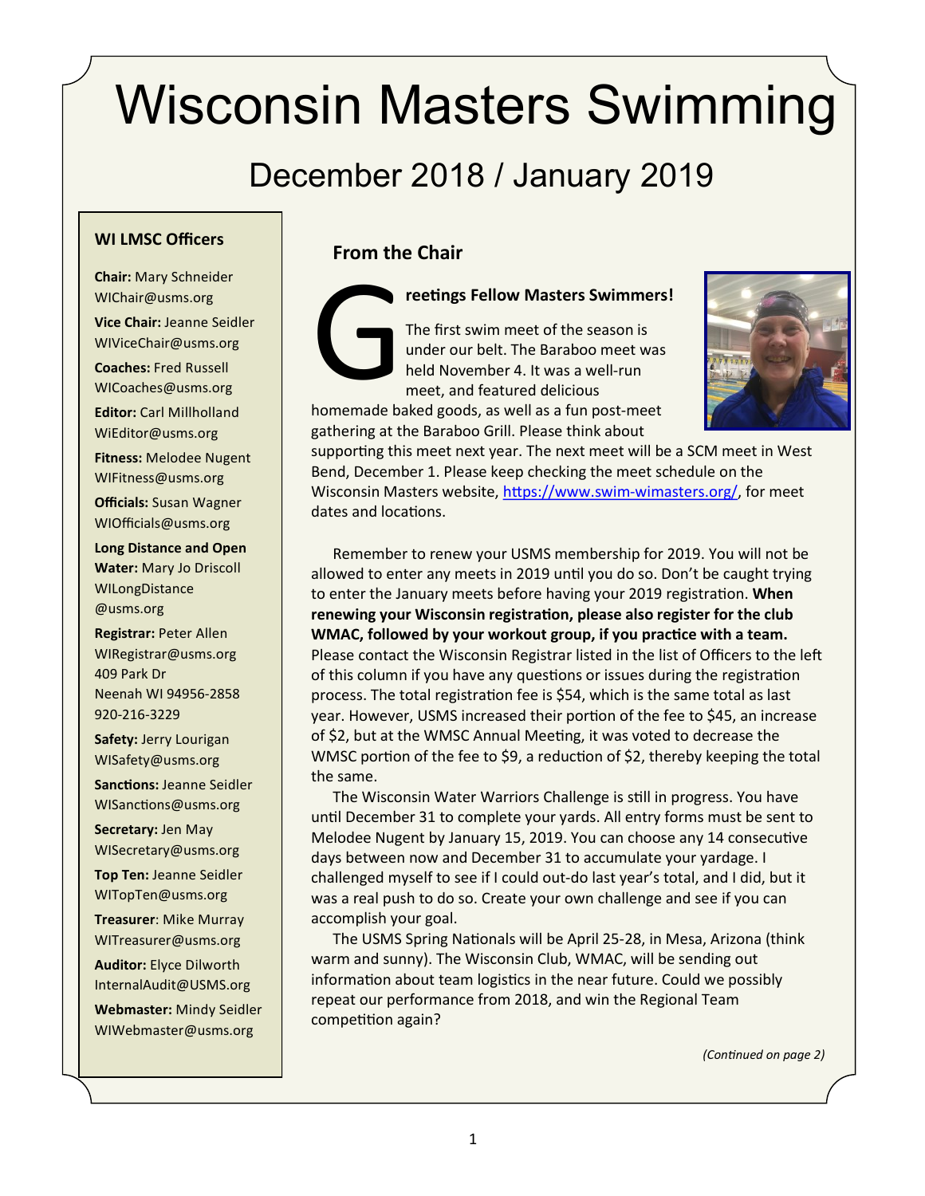# Wisconsin Masters Swimming

## December 2018 / January 2019

### WI LMSC Officers

**Chair:** Mary Schneider
WIChair@usms.org

**Vice Chair:** Jeanne Seidler
WIViceChair@usms.org

**Coaches:** Fred Russell
WICoaches@usms.org

**Editor:** Carl Millholland
WiEditor@usms.org

**Fitness:** Melodee Nugent
WIFitness@usms.org

**Officials:** Susan Wagner
WIOfficials@usms.org

**Long Distance and Open Water:** Mary Jo Driscoll
WILongDistance@usms.org

**Registrar:** Peter Allen
WIRegistrar@usms.org
409 Park Dr
Neenah WI 94956-2858
920-216-3229

**Safety:** Jerry Lourigan
WISafety@usms.org

**Sanctions:** Jeanne Seidler
WISanctions@usms.org

**Secretary:** Jen May
WISecretary@usms.org

**Top Ten:** Jeanne Seidler
WITopTen@usms.org

**Treasurer**: Mike Murray
WITreasurer@usms.org

**Auditor:** Elyce Dilworth
InternalAudit@USMS.org

**Webmaster:** Mindy Seidler
WIWebmaster@usms.org

### From the Chair

**Greetings Fellow Masters Swimmers!**

The first swim meet of the season is under our belt. The Baraboo meet was held November 4. It was a well-run meet, and featured delicious homemade baked goods, as well as a fun post-meet gathering at the Baraboo Grill. Please think about supporting this meet next year. The next meet will be a SCM meet in West Bend, December 1. Please keep checking the meet schedule on the Wisconsin Masters website, https://www.swim-wimasters.org/, for meet dates and locations.

Remember to renew your USMS membership for 2019. You will not be allowed to enter any meets in 2019 until you do so. Don't be caught trying to enter the January meets before having your 2019 registration. **When renewing your Wisconsin registration, please also register for the club WMAC, followed by your workout group, if you practice with a team.** Please contact the Wisconsin Registrar listed in the list of Officers to the left of this column if you have any questions or issues during the registration process. The total registration fee is $54, which is the same total as last year. However, USMS increased their portion of the fee to $45, an increase of $2, but at the WMSC Annual Meeting, it was voted to decrease the WMSC portion of the fee to $9, a reduction of $2, thereby keeping the total the same.

The Wisconsin Water Warriors Challenge is still in progress. You have until December 31 to complete your yards. All entry forms must be sent to Melodee Nugent by January 15, 2019. You can choose any 14 consecutive days between now and December 31 to accumulate your yardage. I challenged myself to see if I could out-do last year's total, and I did, but it was a real push to do so. Create your own challenge and see if you can accomplish your goal.

The USMS Spring Nationals will be April 25-28, in Mesa, Arizona (think warm and sunny). The Wisconsin Club, WMAC, will be sending out information about team logistics in the near future. Could we possibly repeat our performance from 2018, and win the Regional Team competition again?

*(Continued on page 2)*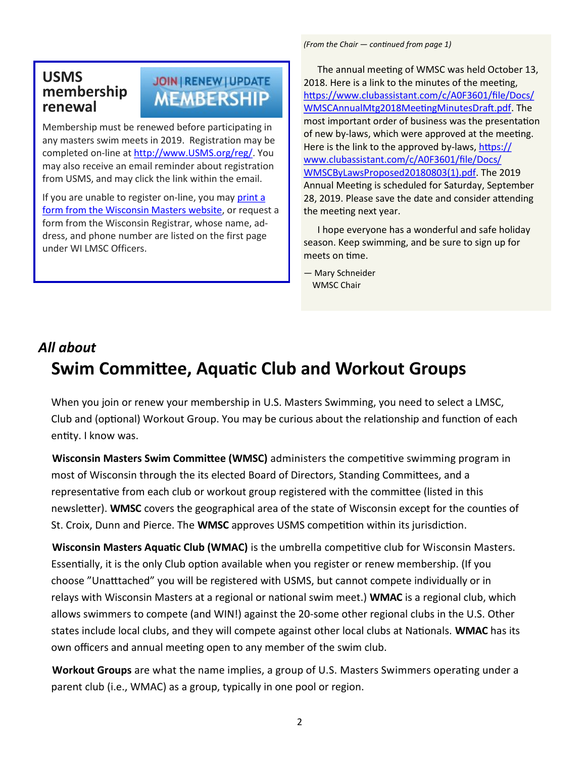## USMS membership renewal

Membership must be renewed before participating in any masters swim meets in 2019. Registration may be completed on-line at http://www.USMS.org/reg/. You may also receive an email reminder about registration from USMS, and may click the link within the email.

If you are unable to register on-line, you may print a form from the Wisconsin Masters website, or request a form from the Wisconsin Registrar, whose name, address, and phone number are listed on the first page under WI LMSC Officers.

*(From the Chair — continued from page 1)*

The annual meeting of WMSC was held October 13, 2018. Here is a link to the minutes of the meeting, https://www.clubassistant.com/c/A0F3601/file/Docs/WMSCAnnualMtg2018MeetingMinutesDraft.pdf. The most important order of business was the presentation of new by-laws, which were approved at the meeting. Here is the link to the approved by-laws, https://www.clubassistant.com/c/A0F3601/file/Docs/WMSCByLawsProposed20180803(1).pdf. The 2019 Annual Meeting is scheduled for Saturday, September 28, 2019. Please save the date and consider attending the meeting next year.

I hope everyone has a wonderful and safe holiday season. Keep swimming, and be sure to sign up for meets on time.

— Mary Schneider
WMSC Chair

*All about*

# Swim Committee, Aquatic Club and Workout Groups

When you join or renew your membership in U.S. Masters Swimming, you need to select a LMSC, Club and (optional) Workout Group. You may be curious about the relationship and function of each entity. I know was.

**Wisconsin Masters Swim Committee (WMSC)** administers the competitive swimming program in most of Wisconsin through the its elected Board of Directors, Standing Committees, and a representative from each club or workout group registered with the committee (listed in this newsletter). **WMSC** covers the geographical area of the state of Wisconsin except for the counties of St. Croix, Dunn and Pierce. The **WMSC** approves USMS competition within its jurisdiction.

**Wisconsin Masters Aquatic Club (WMAC)** is the umbrella competitive club for Wisconsin Masters. Essentially, it is the only Club option available when you register or renew membership. (If you choose "Unatttached" you will be registered with USMS, but cannot compete individually or in relays with Wisconsin Masters at a regional or national swim meet.) **WMAC** is a regional club, which allows swimmers to compete (and WIN!) against the 20-some other regional clubs in the U.S. Other states include local clubs, and they will compete against other local clubs at Nationals. **WMAC** has its own officers and annual meeting open to any member of the swim club.

**Workout Groups** are what the name implies, a group of U.S. Masters Swimmers operating under a parent club (i.e., WMAC) as a group, typically in one pool or region.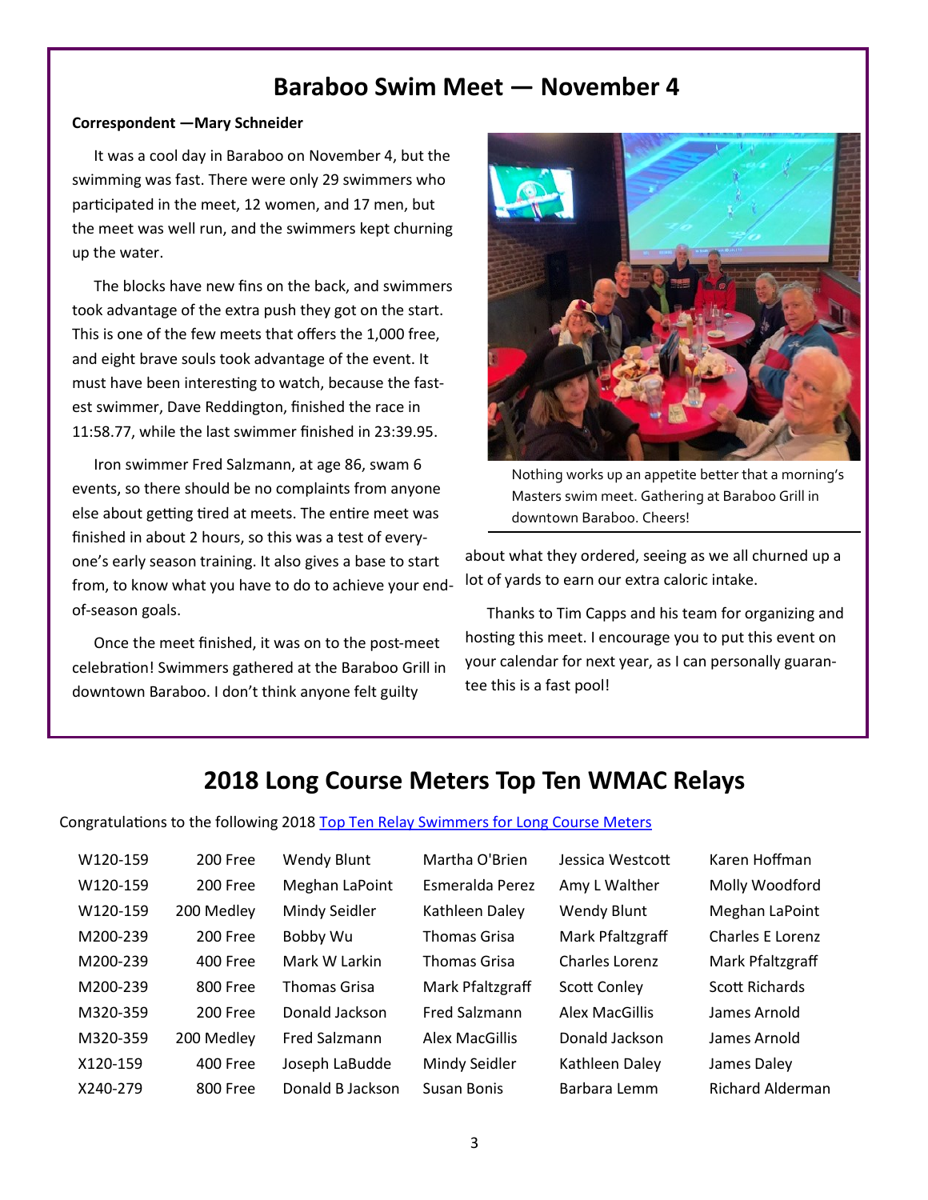## Baraboo Swim Meet — November 4

**Correspondent —Mary Schneider**

It was a cool day in Baraboo on November 4, but the swimming was fast. There were only 29 swimmers who participated in the meet, 12 women, and 17 men, but the meet was well run, and the swimmers kept churning up the water.

The blocks have new fins on the back, and swimmers took advantage of the extra push they got on the start. This is one of the few meets that offers the 1,000 free, and eight brave souls took advantage of the event. It must have been interesting to watch, because the fastest swimmer, Dave Reddington, finished the race in 11:58.77, while the last swimmer finished in 23:39.95.

Iron swimmer Fred Salzmann, at age 86, swam 6 events, so there should be no complaints from anyone else about getting tired at meets. The entire meet was finished in about 2 hours, so this was a test of everyone's early season training. It also gives a base to start from, to know what you have to do to achieve your end-of-season goals.

Once the meet finished, it was on to the post-meet celebration! Swimmers gathered at the Baraboo Grill in downtown Baraboo. I don't think anyone felt guilty about what they ordered, seeing as we all churned up a lot of yards to earn our extra caloric intake.

Nothing works up an appetite better that a morning's Masters swim meet. Gathering at Baraboo Grill in downtown Baraboo. Cheers!

Thanks to Tim Capps and his team for organizing and hosting this meet. I encourage you to put this event on your calendar for next year, as I can personally guarantee this is a fast pool!

## 2018 Long Course Meters Top Ten WMAC Relays

Congratulations to the following 2018 Top Ten Relay Swimmers for Long Course Meters

| Age Group | Event | Swimmer 1 | Swimmer 2 | Swimmer 3 | Swimmer 4 |
|---|---|---|---|---|---|
| W120-159 | 200 Free | Wendy Blunt | Martha O'Brien | Jessica Westcott | Karen Hoffman |
| W120-159 | 200 Free | Meghan LaPoint | Esmeralda Perez | Amy L Walther | Molly Woodford |
| W120-159 | 200 Medley | Mindy Seidler | Kathleen Daley | Wendy Blunt | Meghan LaPoint |
| M200-239 | 200 Free | Bobby Wu | Thomas Grisa | Mark Pfaltzgraff | Charles E Lorenz |
| M200-239 | 400 Free | Mark W Larkin | Thomas Grisa | Charles Lorenz | Mark Pfaltzgraff |
| M200-239 | 800 Free | Thomas Grisa | Mark Pfaltzgraff | Scott Conley | Scott Richards |
| M320-359 | 200 Free | Donald Jackson | Fred Salzmann | Alex MacGillis | James Arnold |
| M320-359 | 200 Medley | Fred Salzmann | Alex MacGillis | Donald Jackson | James Arnold |
| X120-159 | 400 Free | Joseph LaBudde | Mindy Seidler | Kathleen Daley | James Daley |
| X240-279 | 800 Free | Donald B Jackson | Susan Bonis | Barbara Lemm | Richard Alderman |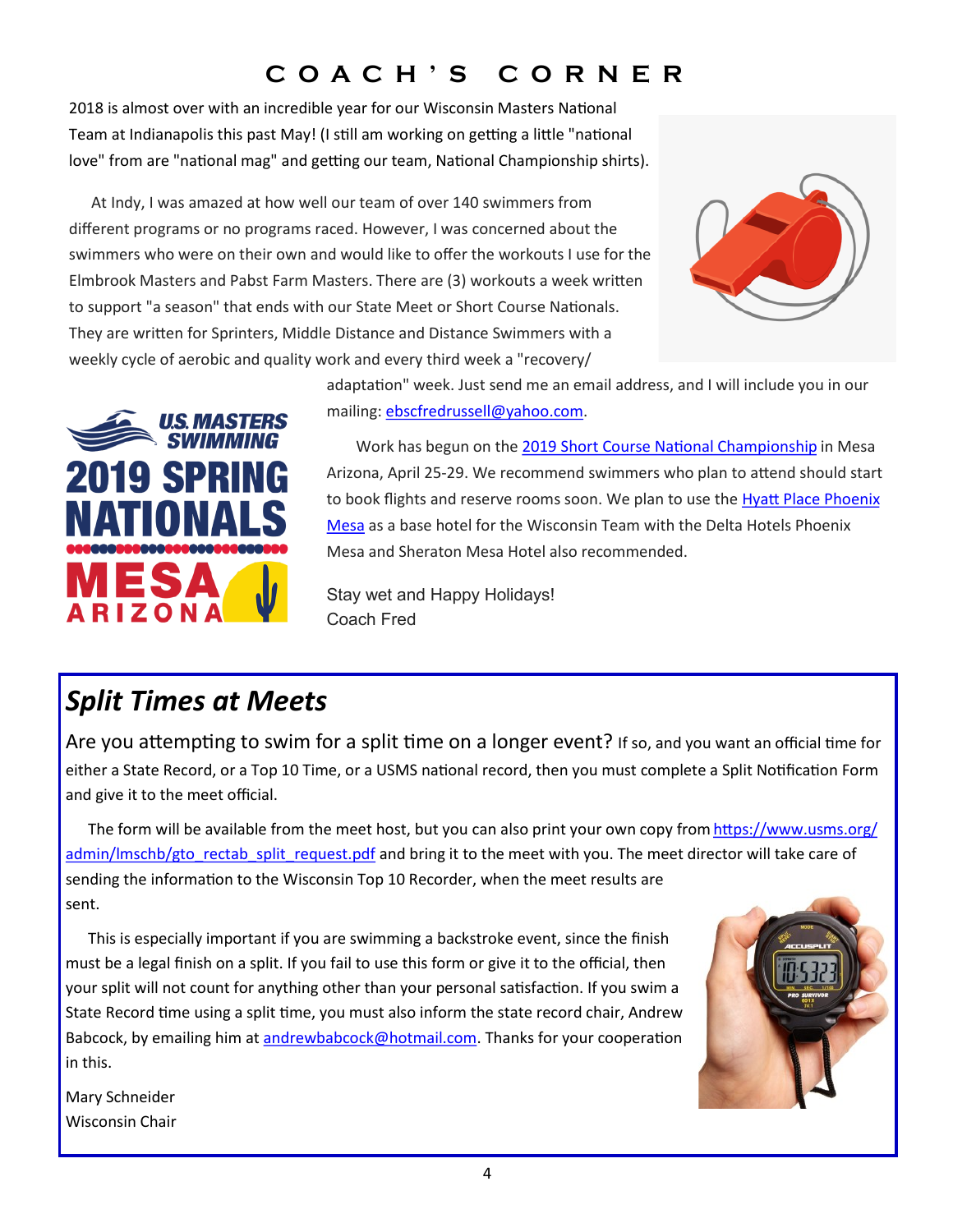# COACH'S CORNER

2018 is almost over with an incredible year for our Wisconsin Masters National Team at Indianapolis this past May! (I still am working on getting a little "national love" from are "national mag" and getting our team, National Championship shirts).

At Indy, I was amazed at how well our team of over 140 swimmers from different programs or no programs raced. However, I was concerned about the swimmers who were on their own and would like to offer the workouts I use for the Elmbrook Masters and Pabst Farm Masters. There are (3) workouts a week written to support "a season" that ends with our State Meet or Short Course Nationals. They are written for Sprinters, Middle Distance and Distance Swimmers with a weekly cycle of aerobic and quality work and every third week a "recovery/ adaptation" week. Just send me an email address, and I will include you in our mailing: ebscfredrussell@yahoo.com.

Work has begun on the 2019 Short Course National Championship in Mesa Arizona, April 25-29. We recommend swimmers who plan to attend should start to book flights and reserve rooms soon. We plan to use the Hyatt Place Phoenix Mesa as a base hotel for the Wisconsin Team with the Delta Hotels Phoenix Mesa and Sheraton Mesa Hotel also recommended.

Stay wet and Happy Holidays!
Coach Fred

## Split Times at Meets

Are you attempting to swim for a split time on a longer event? If so, and you want an official time for either a State Record, or a Top 10 Time, or a USMS national record, then you must complete a Split Notification Form and give it to the meet official.

The form will be available from the meet host, but you can also print your own copy from https://www.usms.org/admin/lmschb/gto_rectab_split_request.pdf and bring it to the meet with you. The meet director will take care of sending the information to the Wisconsin Top 10 Recorder, when the meet results are sent.

This is especially important if you are swimming a backstroke event, since the finish must be a legal finish on a split. If you fail to use this form or give it to the official, then your split will not count for anything other than your personal satisfaction. If you swim a State Record time using a split time, you must also inform the state record chair, Andrew Babcock, by emailing him at andrewbabcock@hotmail.com. Thanks for your cooperation in this.

Mary Schneider
Wisconsin Chair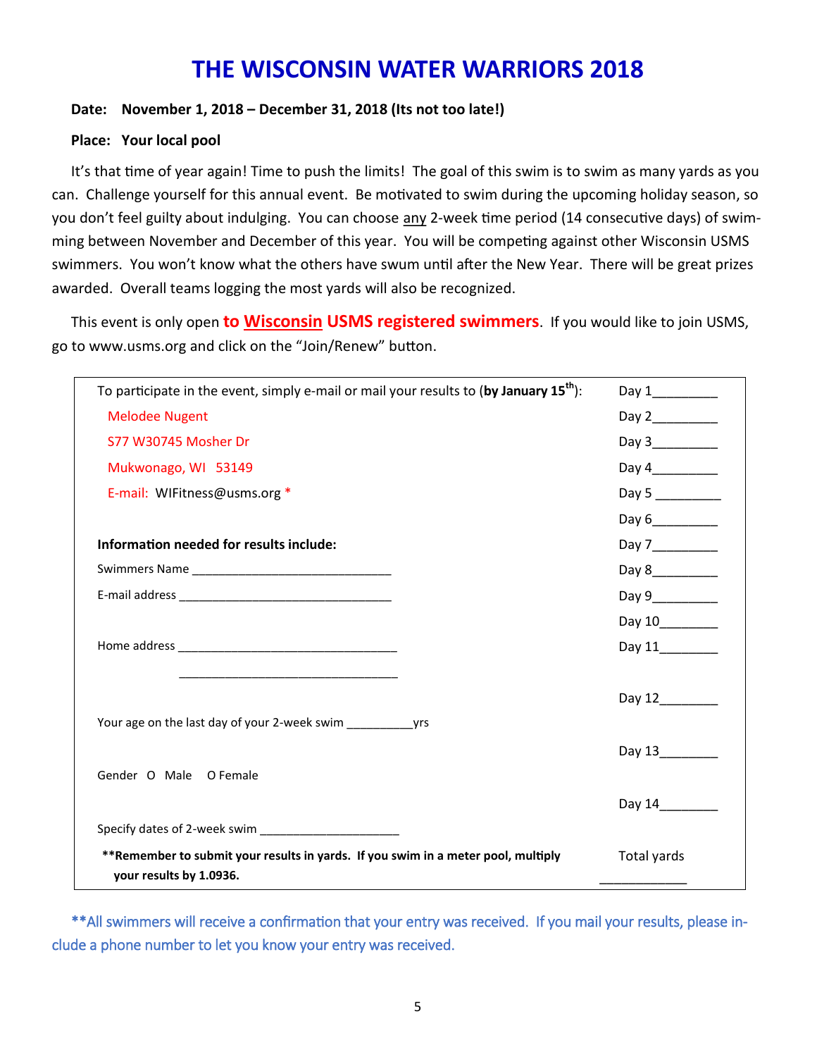# THE WISCONSIN WATER WARRIORS 2018

**Date: November 1, 2018 – December 31, 2018 (Its not too late!)**

**Place: Your local pool**

It's that time of year again! Time to push the limits! The goal of this swim is to swim as many yards as you can. Challenge yourself for this annual event. Be motivated to swim during the upcoming holiday season, so you don't feel guilty about indulging. You can choose any 2-week time period (14 consecutive days) of swimming between November and December of this year. You will be competing against other Wisconsin USMS swimmers. You won't know what the others have swum until after the New Year. There will be great prizes awarded. Overall teams logging the most yards will also be recognized.

This event is only open **to Wisconsin USMS registered swimmers**. If you would like to join USMS, go to www.usms.org and click on the "Join/Renew" button.

To participate in the event, simply e-mail or mail your results to (**by January 15th**):

Melodee Nugent
S77 W30745 Mosher Dr
Mukwonago, WI 53149
E-mail: WIFitness@usms.org *

**Information needed for results include:**

Swimmers Name ______________________________

E-mail address ________________________________

Home address _________________________________

_________________________________

Your age on the last day of your 2-week swim __________yrs

Gender O Male O Female

Specify dates of 2-week swim _____________________

**\*\*Remember to submit your results in yards. If you swim in a meter pool, multiply your results by 1.0936.**

Day 1_________
Day 2_________
Day 3_________
Day 4_________
Day 5 _________
Day 6_________
Day 7_________
Day 8_________
Day 9_________
Day 10________
Day 11________
Day 12________
Day 13________
Day 14________
Total yards ____________

**All swimmers will receive a confirmation that your entry was received. If you mail your results, please include a phone number to let you know your entry was received.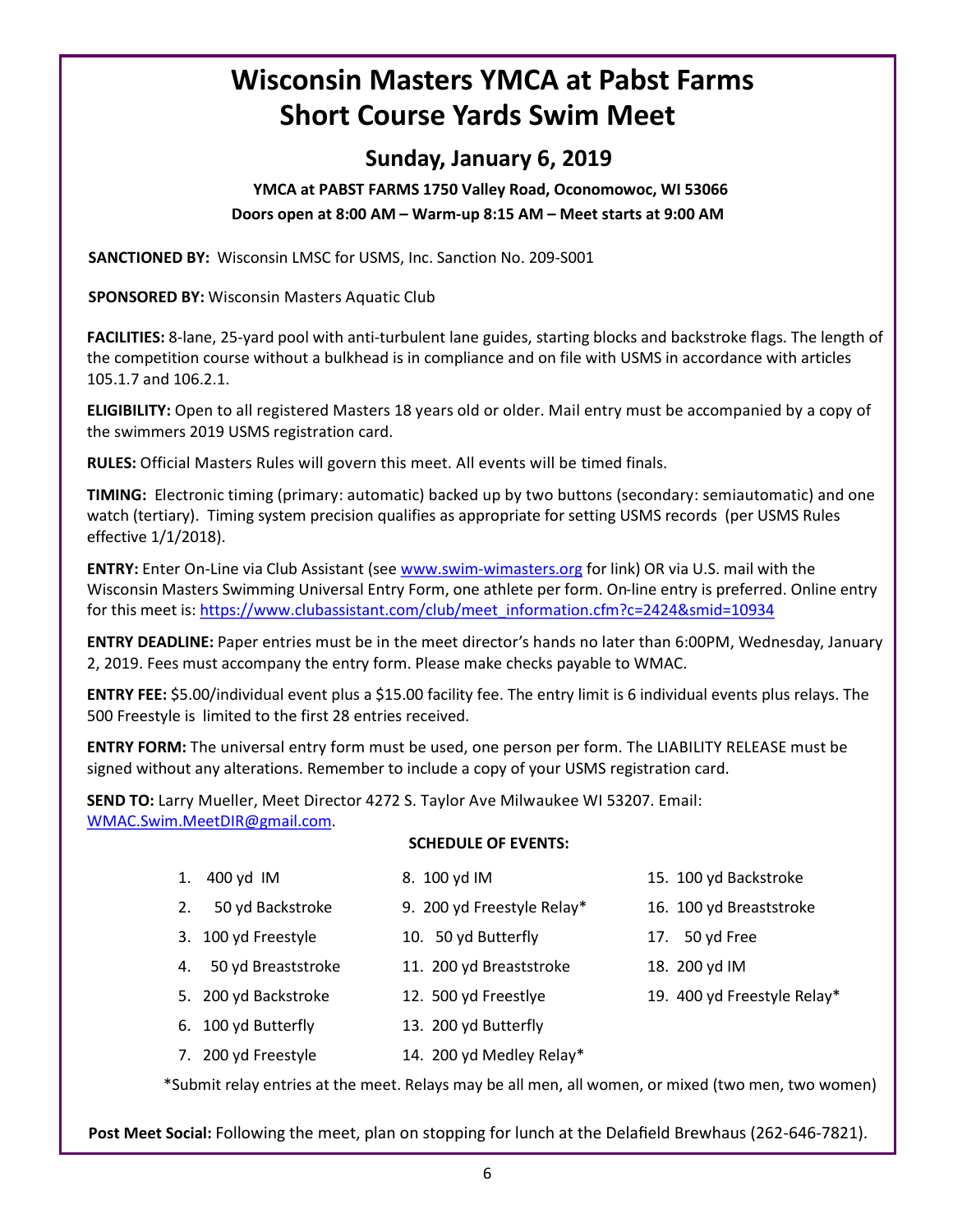# Wisconsin Masters YMCA at Pabst Farms Short Course Yards Swim Meet

## Sunday, January 6, 2019

**YMCA at PABST FARMS 1750 Valley Road, Oconomowoc, WI 53066**

**Doors open at 8:00 AM – Warm-up 8:15 AM – Meet starts at 9:00 AM**

**SANCTIONED BY:** Wisconsin LMSC for USMS, Inc. Sanction No. 209-S001

**SPONSORED BY:** Wisconsin Masters Aquatic Club

**FACILITIES:** 8-lane, 25-yard pool with anti-turbulent lane guides, starting blocks and backstroke flags. The length of the competition course without a bulkhead is in compliance and on file with USMS in accordance with articles 105.1.7 and 106.2.1.

**ELIGIBILITY:** Open to all registered Masters 18 years old or older. Mail entry must be accompanied by a copy of the swimmers 2019 USMS registration card.

**RULES:** Official Masters Rules will govern this meet. All events will be timed finals.

**TIMING:** Electronic timing (primary: automatic) backed up by two buttons (secondary: semiautomatic) and one watch (tertiary). Timing system precision qualifies as appropriate for setting USMS records (per USMS Rules effective 1/1/2018).

**ENTRY:** Enter On-Line via Club Assistant (see www.swim-wimasters.org for link) OR via U.S. mail with the Wisconsin Masters Swimming Universal Entry Form, one athlete per form. On-line entry is preferred. Online entry for this meet is: https://www.clubassistant.com/club/meet_information.cfm?c=2424&smid=10934

**ENTRY DEADLINE:** Paper entries must be in the meet director's hands no later than 6:00PM, Wednesday, January 2, 2019. Fees must accompany the entry form. Please make checks payable to WMAC.

**ENTRY FEE:** $5.00/individual event plus a $15.00 facility fee. The entry limit is 6 individual events plus relays. The 500 Freestyle is limited to the first 28 entries received.

**ENTRY FORM:** The universal entry form must be used, one person per form. The LIABILITY RELEASE must be signed without any alterations. Remember to include a copy of your USMS registration card.

**SEND TO:** Larry Mueller, Meet Director 4272 S. Taylor Ave Milwaukee WI 53207. Email: WMAC.Swim.MeetDIR@gmail.com.

**SCHEDULE OF EVENTS:**

1. 400 yd IM
2. 50 yd Backstroke
3. 100 yd Freestyle
4. 50 yd Breaststroke
5. 200 yd Backstroke
6. 100 yd Butterfly
7. 200 yd Freestyle
8. 100 yd IM
9. 200 yd Freestyle Relay*
10. 50 yd Butterfly
11. 200 yd Breaststroke
12. 500 yd Freestlye
13. 200 yd Butterfly
14. 200 yd Medley Relay*
15. 100 yd Backstroke
16. 100 yd Breaststroke
17. 50 yd Free
18. 200 yd IM
19. 400 yd Freestyle Relay*

*Submit relay entries at the meet. Relays may be all men, all women, or mixed (two men, two women)

**Post Meet Social:** Following the meet, plan on stopping for lunch at the Delafield Brewhaus (262-646-7821).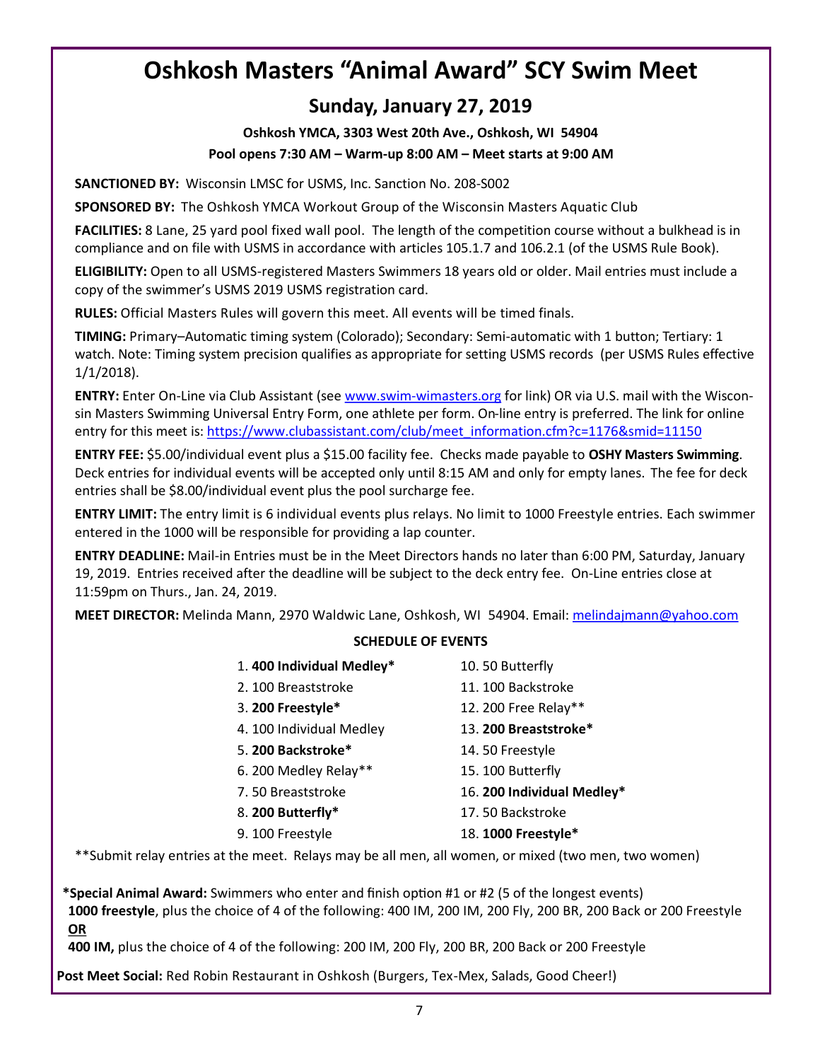# Oshkosh Masters "Animal Award" SCY Swim Meet

## Sunday, January 27, 2019

**Oshkosh YMCA, 3303 West 20th Ave., Oshkosh, WI 54904**

**Pool opens 7:30 AM – Warm-up 8:00 AM – Meet starts at 9:00 AM**

**SANCTIONED BY:** Wisconsin LMSC for USMS, Inc. Sanction No. 208-S002

**SPONSORED BY:** The Oshkosh YMCA Workout Group of the Wisconsin Masters Aquatic Club

**FACILITIES:** 8 Lane, 25 yard pool fixed wall pool. The length of the competition course without a bulkhead is in compliance and on file with USMS in accordance with articles 105.1.7 and 106.2.1 (of the USMS Rule Book).

**ELIGIBILITY:** Open to all USMS-registered Masters Swimmers 18 years old or older. Mail entries must include a copy of the swimmer's USMS 2019 USMS registration card.

**RULES:** Official Masters Rules will govern this meet. All events will be timed finals.

**TIMING:** Primary–Automatic timing system (Colorado); Secondary: Semi-automatic with 1 button; Tertiary: 1 watch. Note: Timing system precision qualifies as appropriate for setting USMS records (per USMS Rules effective 1/1/2018).

**ENTRY:** Enter On-Line via Club Assistant (see www.swim-wimasters.org for link) OR via U.S. mail with the Wisconsin Masters Swimming Universal Entry Form, one athlete per form. On-line entry is preferred. The link for online entry for this meet is: https://www.clubassistant.com/club/meet_information.cfm?c=1176&smid=11150

**ENTRY FEE:** $5.00/individual event plus a $15.00 facility fee. Checks made payable to **OSHY Masters Swimming**. Deck entries for individual events will be accepted only until 8:15 AM and only for empty lanes. The fee for deck entries shall be $8.00/individual event plus the pool surcharge fee.

**ENTRY LIMIT:** The entry limit is 6 individual events plus relays. No limit to 1000 Freestyle entries. Each swimmer entered in the 1000 will be responsible for providing a lap counter.

**ENTRY DEADLINE:** Mail-in Entries must be in the Meet Directors hands no later than 6:00 PM, Saturday, January 19, 2019. Entries received after the deadline will be subject to the deck entry fee. On-Line entries close at 11:59pm on Thurs., Jan. 24, 2019.

**MEET DIRECTOR:** Melinda Mann, 2970 Waldwic Lane, Oshkosh, WI 54904. Email: melindajmann@yahoo.com

**SCHEDULE OF EVENTS**

1. **400 Individual Medley***
2. 100 Breaststroke
3. **200 Freestyle***
4. 100 Individual Medley
5. **200 Backstroke***
6. 200 Medley Relay**
7. 50 Breaststroke
8. **200 Butterfly***
9. 100 Freestyle
10. 50 Butterfly
11. 100 Backstroke
12. 200 Free Relay**
13. **200 Breaststroke***
14. 50 Freestyle
15. 100 Butterfly
16. **200 Individual Medley***
17. 50 Backstroke
18. **1000 Freestyle***

**Submit relay entries at the meet. Relays may be all men, all women, or mixed (two men, two women)

***Special Animal Award:** Swimmers who enter and finish option #1 or #2 (5 of the longest events)
**1000 freestyle**, plus the choice of 4 of the following: 400 IM, 200 IM, 200 Fly, 200 BR, 200 Back or 200 Freestyle
**OR**
**400 IM,** plus the choice of 4 of the following: 200 IM, 200 Fly, 200 BR, 200 Back or 200 Freestyle

**Post Meet Social:** Red Robin Restaurant in Oshkosh (Burgers, Tex-Mex, Salads, Good Cheer!)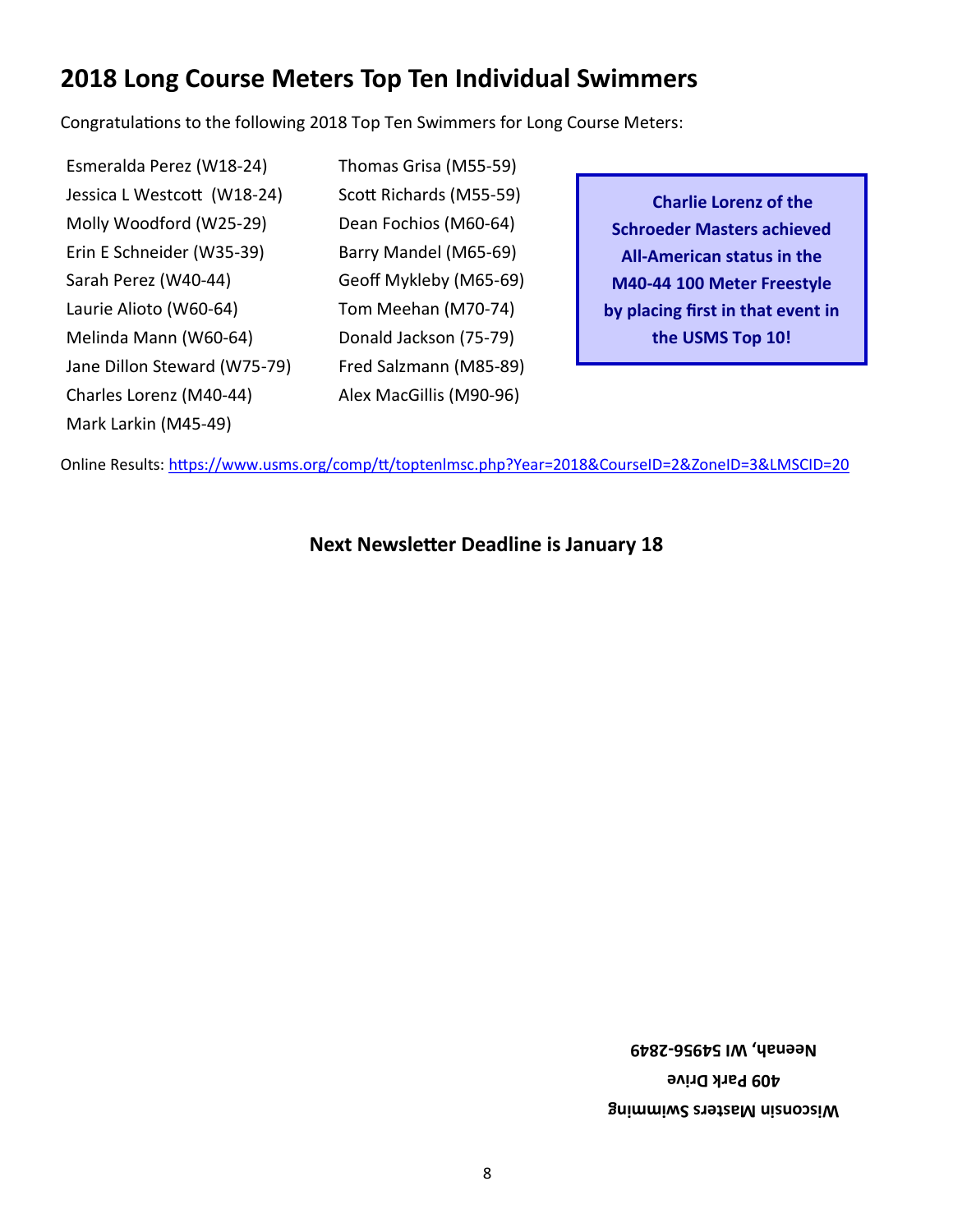# 2018 Long Course Meters Top Ten Individual Swimmers

Congratulations to the following 2018 Top Ten Swimmers for Long Course Meters:

Esmeralda Perez (W18-24)
Jessica L Westcott (W18-24)
Molly Woodford (W25-29)
Erin E Schneider (W35-39)
Sarah Perez (W40-44)
Laurie Alioto (W60-64)
Melinda Mann (W60-64)
Jane Dillon Steward (W75-79)
Charles Lorenz (M40-44)
Mark Larkin (M45-49)
Thomas Grisa (M55-59)
Scott Richards (M55-59)
Dean Fochios (M60-64)
Barry Mandel (M65-69)
Geoff Mykleby (M65-69)
Tom Meehan (M70-74)
Donald Jackson (75-79)
Fred Salzmann (M85-89)
Alex MacGillis (M90-96)

**Charlie Lorenz of the Schroeder Masters achieved All-American status in the M40-44 100 Meter Freestyle by placing first in that event in the USMS Top 10!**

Online Results: https://www.usms.org/comp/tt/toptenlmsc.php?Year=2018&CourseID=2&ZoneID=3&LMSCID=20

**Next Newsletter Deadline is January 18**

**Wisconsin Masters Swimming**
**409 Park Drive**
**Neenah, WI 54956-2849**